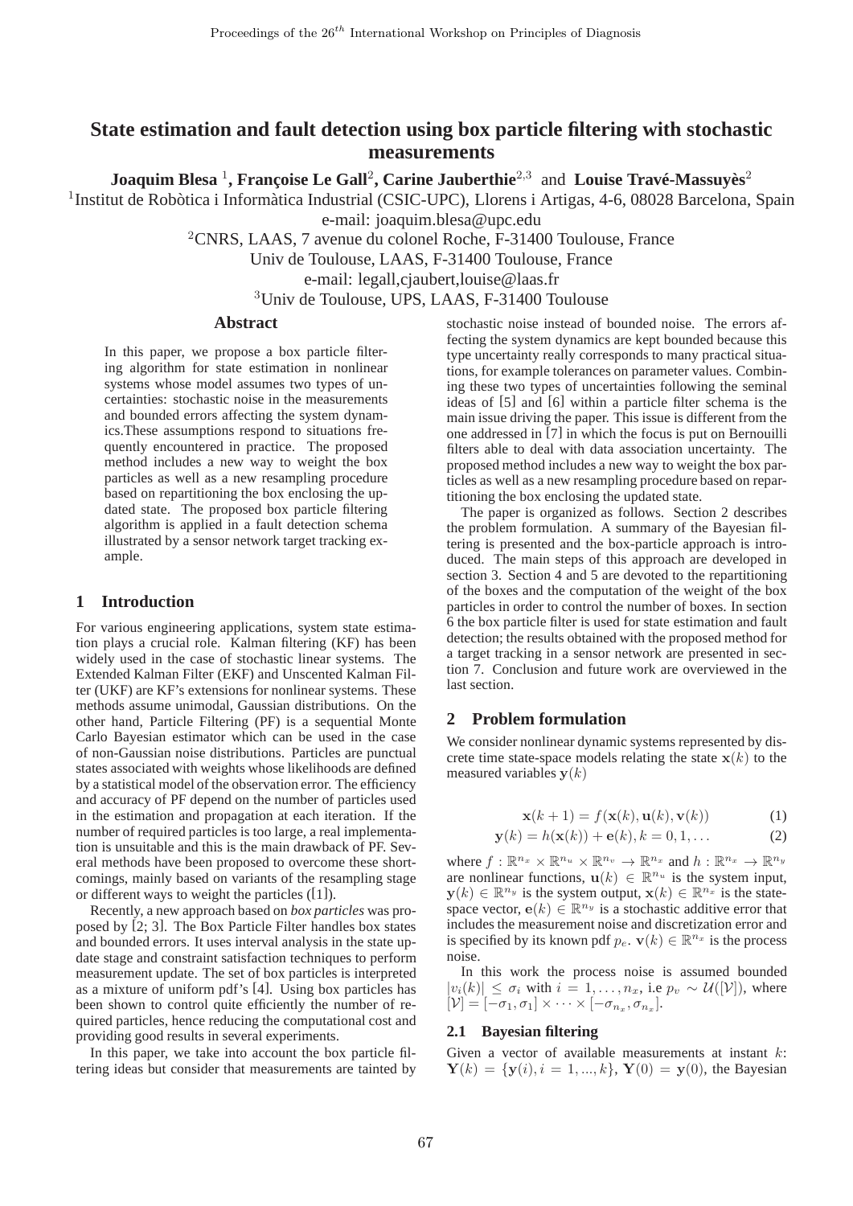# State estimation and fault detection using box particle filtering with stochastic measurements

**Joaquim Blesa** [1], **Françoise Le Gall**[2], **Carine Jauberthie**[2,3] and **Louise Travé-Massuyès**[2]

[1]Institut de Robòtica i Informàtica Industrial (CSIC-UPC), Llorens i Artigas, 4-6, 08028 Barcelona, Spain
e-mail: joaquim.blesa@upc.edu

[2]CNRS, LAAS, 7 avenue du colonel Roche, F-31400 Toulouse, France
Univ de Toulouse, LAAS, F-31400 Toulouse, France
e-mail: legall,cjaubert,louise@laas.fr

[3]Univ de Toulouse, UPS, LAAS, F-31400 Toulouse

## Abstract

In this paper, we propose a box particle filtering algorithm for state estimation in nonlinear systems whose model assumes two types of uncertainties: stochastic noise in the measurements and bounded errors affecting the system dynamics.These assumptions respond to situations frequently encountered in practice. The proposed method includes a new way to weight the box particles as well as a new resampling procedure based on repartitioning the box enclosing the updated state. The proposed box particle filtering algorithm is applied in a fault detection schema illustrated by a sensor network target tracking example.

## 1 Introduction

For various engineering applications, system state estimation plays a crucial role. Kalman filtering (KF) has been widely used in the case of stochastic linear systems. The Extended Kalman Filter (EKF) and Unscented Kalman Filter (UKF) are KF's extensions for nonlinear systems. These methods assume unimodal, Gaussian distributions. On the other hand, Particle Filtering (PF) is a sequential Monte Carlo Bayesian estimator which can be used in the case of non-Gaussian noise distributions. Particles are punctual states associated with weights whose likelihoods are defined by a statistical model of the observation error. The efficiency and accuracy of PF depend on the number of particles used in the estimation and propagation at each iteration. If the number of required particles is too large, a real implementation is unsuitable and this is the main drawback of PF. Several methods have been proposed to overcome these shortcomings, mainly based on variants of the resampling stage or different ways to weight the particles ([1]).

Recently, a new approach based on *box particles* was proposed by [2; 3]. The Box Particle Filter handles box states and bounded errors. It uses interval analysis in the state update stage and constraint satisfaction techniques to perform measurement update. The set of box particles is interpreted as a mixture of uniform pdf's [4]. Using box particles has been shown to control quite efficiently the number of required particles, hence reducing the computational cost and providing good results in several experiments.

In this paper, we take into account the box particle filtering ideas but consider that measurements are tainted by stochastic noise instead of bounded noise. The errors affecting the system dynamics are kept bounded because this type uncertainty really corresponds to many practical situations, for example tolerances on parameter values. Combining these two types of uncertainties following the seminal ideas of [5] and [6] within a particle filter schema is the main issue driving the paper. This issue is different from the one addressed in [7] in which the focus is put on Bernouilli filters able to deal with data association uncertainty. The proposed method includes a new way to weight the box particles as well as a new resampling procedure based on repartitioning the box enclosing the updated state.

The paper is organized as follows. Section 2 describes the problem formulation. A summary of the Bayesian filtering is presented and the box-particle approach is introduced. The main steps of this approach are developed in section 3. Section 4 and 5 are devoted to the repartitioning of the boxes and the computation of the weight of the box particles in order to control the number of boxes. In section 6 the box particle filter is used for state estimation and fault detection; the results obtained with the proposed method for a target tracking in a sensor network are presented in section 7. Conclusion and future work are overviewed in the last section.

## 2 Problem formulation

We consider nonlinear dynamic systems represented by discrete time state-space models relating the state $\mathbf{x}(k)$ to the measured variables $\mathbf{y}(k)$

$$\mathbf{x}(k+1) = f(\mathbf{x}(k), \mathbf{u}(k), \mathbf{v}(k)) \tag{1}$$

$$\mathbf{y}(k) = h(\mathbf{x}(k)) + \mathbf{e}(k), k = 0, 1, \ldots \tag{2}$$

where $f : \mathbb{R}^{n_x} \times \mathbb{R}^{n_u} \times \mathbb{R}^{n_v} \rightarrow \mathbb{R}^{n_x}$ and $h : \mathbb{R}^{n_x} \rightarrow \mathbb{R}^{n_y}$ are nonlinear functions, $\mathbf{u}(k) \in \mathbb{R}^{n_u}$ is the system input, $\mathbf{y}(k) \in \mathbb{R}^{n_y}$ is the system output, $\mathbf{x}(k) \in \mathbb{R}^{n_x}$ is the state-space vector, $\mathbf{e}(k) \in \mathbb{R}^{n_y}$ is a stochastic additive error that includes the measurement noise and discretization error and is specified by its known pdf $p_e$. $\mathbf{v}(k) \in \mathbb{R}^{n_x}$ is the process noise.

In this work the process noise is assumed bounded $|v_i(k)| \leq \sigma_i$ with $i = 1, \ldots, n_x$, i.e $p_v \sim \mathcal{U}([\mathcal{V}])$, where $[\mathcal{V}] = [-\sigma_1, \sigma_1] \times \cdots \times [-\sigma_{n_x}, \sigma_{n_x}]$.

### 2.1 Bayesian filtering

Given a vector of available measurements at instant $k$: $\mathbf{Y}(k) = \{\mathbf{y}(i), i = 1, ..., k\}$, $\mathbf{Y}(0) = \mathbf{y}(0)$, the Bayesian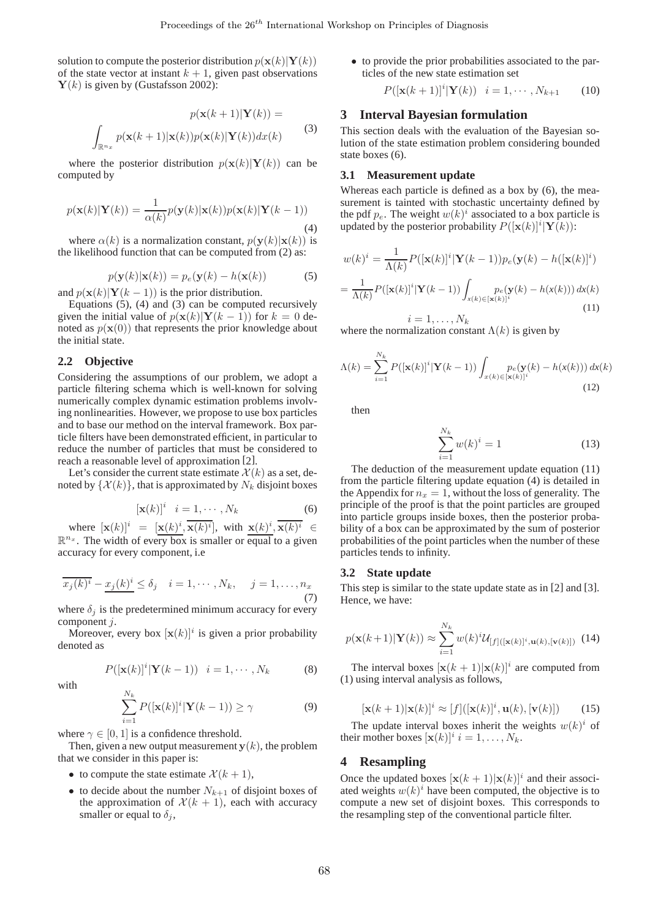solution to compute the posterior distribution $p(\mathbf{x}(k)|\mathbf{Y}(k))$ of the state vector at instant $k+1$, given past observations $\mathbf{Y}(k)$ is given by (Gustafsson 2002):

$$p(\mathbf{x}(k+1)|\mathbf{Y}(k)) = \int_{\mathbb{R}^{n_x}} p(\mathbf{x}(k+1)|\mathbf{x}(k))p(\mathbf{x}(k)|\mathbf{Y}(k))dx(k) \tag{3}$$

where the posterior distribution $p(\mathbf{x}(k)|\mathbf{Y}(k))$ can be computed by

$$p(\mathbf{x}(k)|\mathbf{Y}(k)) = \frac{1}{\alpha(k)}p(\mathbf{y}(k)|\mathbf{x}(k))p(\mathbf{x}(k)|\mathbf{Y}(k-1)) \tag{4}$$

where $\alpha(k)$ is a normalization constant, $p(\mathbf{y}(k)|\mathbf{x}(k))$ is the likelihood function that can be computed from (2) as:

$$p(\mathbf{y}(k)|\mathbf{x}(k)) = p_e(\mathbf{y}(k) - h(\mathbf{x}(k))) \tag{5}$$

and $p(\mathbf{x}(k)|\mathbf{Y}(k-1))$ is the prior distribution.

Equations (5), (4) and (3) can be computed recursively given the initial value of $p(\mathbf{x}(k)|\mathbf{Y}(k-1))$ for $k=0$ denoted as $p(\mathbf{x}(0))$ that represents the prior knowledge about the initial state.

### 2.2 Objective

Considering the assumptions of our problem, we adopt a particle filtering schema which is well-known for solving numerically complex dynamic estimation problems involving nonlinearities. However, we propose to use box particles and to base our method on the interval framework. Box particle filters have been demonstrated efficient, in particular to reduce the number of particles that must be considered to reach a reasonable level of approximation [2].

Let's consider the current state estimate $\mathcal{X}(k)$ as a set, denoted by $\{\mathcal{X}(k)\}$, that is approximated by $N_k$ disjoint boxes

$$[\mathbf{x}(k)]^i \quad i = 1, \cdots, N_k \tag{6}$$

where $[\mathbf{x}(k)]^i = [\underline{\mathbf{x}(k)^i}, \overline{\mathbf{x}(k)^i}]$, with $\underline{\mathbf{x}(k)^i}, \overline{\mathbf{x}(k)^i} \in \mathbb{R}^{n_x}$. The width of every box is smaller or equal to a given accuracy for every component, i.e

$$\overline{x_j(k)^i} - \underline{x_j(k)^i} \leq \delta_j \quad i = 1, \cdots, N_k, \quad j = 1, \ldots, n_x \tag{7}$$

where $\delta_j$ is the predetermined minimum accuracy for every component $j$.

Moreover, every box $[\mathbf{x}(k)]^i$ is given a prior probability denoted as

$$P([\mathbf{x}(k)]^i|\mathbf{Y}(k-1)) \quad i = 1, \cdots, N_k \tag{8}$$

with

$$\sum_{i=1}^{N_k} P([\mathbf{x}(k)]^i|\mathbf{Y}(k-1)) \geq \gamma \tag{9}$$

where $\gamma \in [0, 1]$ is a confidence threshold.

Then, given a new output measurement $\mathbf{y}(k)$, the problem that we consider in this paper is:

- to compute the state estimate $\mathcal{X}(k+1)$,
- to decide about the number $N_{k+1}$ of disjoint boxes of the approximation of $\mathcal{X}(k+1)$, each with accuracy smaller or equal to $\delta_j$,
- to provide the prior probabilities associated to the particles of the new state estimation set

$$P([\mathbf{x}(k+1)]^i|\mathbf{Y}(k)) \quad i = 1, \cdots, N_{k+1} \tag{10}$$

## 3 Interval Bayesian formulation

This section deals with the evaluation of the Bayesian solution of the state estimation problem considering bounded state boxes (6).

### 3.1 Measurement update

Whereas each particle is defined as a box by (6), the measurement is tainted with stochastic uncertainty defined by the pdf $p_e$. The weight $w(k)^i$ associated to a box particle is updated by the posterior probability $P([\mathbf{x}(k)]^i|\mathbf{Y}(k))$:

$$\begin{aligned} w(k)^i &= \frac{1}{\Lambda(k)}P([\mathbf{x}(k)]^i|\mathbf{Y}(k-1))p_e(\mathbf{y}(k) - h([\mathbf{x}(k)]^i) \\ &= \frac{1}{\Lambda(k)}P([\mathbf{x}(k)]^i|\mathbf{Y}(k-1))\int_{x(k)\in[\mathbf{x}(k)]^i} p_e(\mathbf{y}(k) - h(x(k)))\,dx(k) \\ & \qquad i = 1, \ldots, N_k \end{aligned} \tag{11}$$

where the normalization constant $\Lambda(k)$ is given by

$$\Lambda(k) = \sum_{i=1}^{N_k} P([\mathbf{x}(k)]^i|\mathbf{Y}(k-1))\int_{x(k)\in[\mathbf{x}(k)]^i} p_e(\mathbf{y}(k) - h(x(k)))\,dx(k) \tag{12}$$

then

$$\sum_{i=1}^{N_k} w(k)^i = 1 \tag{13}$$

The deduction of the measurement update equation (11) from the particle filtering update equation (4) is detailed in the Appendix for $n_x = 1$, without the loss of generality. The principle of the proof is that the point particles are grouped into particle groups inside boxes, then the posterior probability of a box can be approximated by the sum of posterior probabilities of the point particles when the number of these particles tends to infinity.

### 3.2 State update

This step is similar to the state update state as in [2] and [3]. Hence, we have:

$$p(\mathbf{x}(k+1)|\mathbf{Y}(k)) \approx \sum_{i=1}^{N_k} w(k)^i \mathcal{U}_{[f]([\mathbf{x}(k)]^i, \mathbf{u}(k), [\mathbf{v}(k)])} \tag{14}$$

The interval boxes $[\mathbf{x}(k+1)|\mathbf{x}(k)]^i$ are computed from (1) using interval analysis as follows,

$$[\mathbf{x}(k+1)|\mathbf{x}(k)]^i \approx [f]([\mathbf{x}(k)]^i, \mathbf{u}(k), [\mathbf{v}(k)]) \tag{15}$$

The update interval boxes inherit the weights $w(k)^i$ of their mother boxes $[\mathbf{x}(k)]^i$ $i = 1, \ldots, N_k$.

## 4 Resampling

Once the updated boxes $[\mathbf{x}(k+1)|\mathbf{x}(k)]^i$ and their associated weights $w(k)^i$ have been computed, the objective is to compute a new set of disjoint boxes. This corresponds to the resampling step of the conventional particle filter.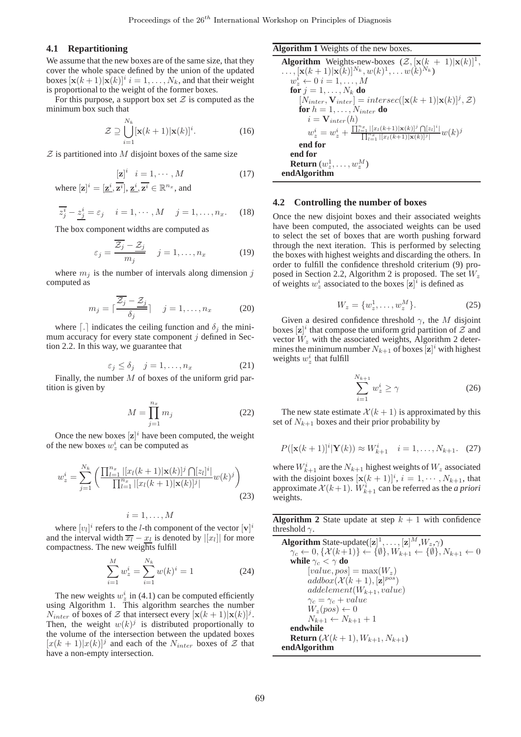### 4.1 Repartitioning

We assume that the new boxes are of the same size, that they cover the whole space defined by the union of the updated boxes $[\mathbf{x}(k+1)|\mathbf{x}(k)]^i$ $i = 1, \ldots, N_k$, and that their weight is proportional to the weight of the former boxes.

For this purpose, a support box set $\mathcal{Z}$ is computed as the minimum box such that

$$\mathcal{Z} \supseteq \bigcup_{i=1}^{N_k} [\mathbf{x}(k+1)|\mathbf{x}(k)]^i. \tag{16}$$

$\mathcal{Z}$ is partitioned into $M$ disjoint boxes of the same size

$$[\mathbf{z}]^i \quad i = 1, \cdots, M \tag{17}$$

where $[\mathbf{z}]^i = [\underline{\mathbf{z}}^i, \overline{\mathbf{z}^i}]$, $\underline{\mathbf{z}}^i, \overline{\mathbf{z}^i} \in \mathbb{R}^{n_x}$, and

$$\overline{z_j^i} - \underline{z_j^i} = \varepsilon_j \quad i = 1, \cdots, M \quad j = 1, \ldots, n_x. \tag{18}$$

The box component widths are computed as

$$\varepsilon_j = \frac{\overline{\mathcal{Z}_j} - \underline{\mathcal{Z}_j}}{m_j} \quad j = 1, \ldots, n_x \tag{19}$$

where $m_j$ is the number of intervals along dimension $j$ computed as

$$m_j = \lceil \frac{\overline{\mathcal{Z}_j} - \underline{\mathcal{Z}_j}}{\delta_j} \rceil \quad j = 1, \ldots, n_x \tag{20}$$

where $\lceil . \rceil$ indicates the ceiling function and $\delta_j$ the minimum accuracy for every state component $j$ defined in Section 2.2. In this way, we guarantee that

$$\varepsilon_j \leq \delta_j \quad j = 1, \ldots, n_x \tag{21}$$

Finally, the number $M$ of boxes of the uniform grid partition is given by

$$M = \prod_{j=1}^{n_x} m_j \tag{22}$$

Once the new boxes $[\mathbf{z}]^i$ have been computed, the weight of the new boxes $w_z^i$ can be computed as

$$w_z^i = \sum_{j=1}^{N_k} \left( \frac{\prod_{l=1}^{n_x} |[x_l(k+1)|\mathbf{x}(k)]^j \bigcap [z_l]^i|}{\prod_{l=1}^{n_x} |[x_l(k+1)|\mathbf{x}(k)]^j|} w(k)^j \right) \tag{23}$$

$$i = 1, \ldots, M$$

where $[v_l]^i$ refers to the $l$-th component of the vector $[\mathbf{v}]^i$ and the interval width $\overline{x_l} - \underline{x_l}$ is denoted by $|[x_l]|$ for more compactness. The new weights fulfill

$$\sum_{i=1}^{M} w_z^i = \sum_{i=1}^{N_k} w(k)^i = 1 \tag{24}$$

The new weights $w_z^i$ in (4.1) can be computed efficiently using Algorithm 1. This algorithm searches the number $N_{inter}$ of boxes of $\mathcal{Z}$ that intersect every $[\mathbf{x}(k+1)|\mathbf{x}(k)]^j$. Then, the weight $w(k)^j$ is distributed proportionally to the volume of the intersection between the updated boxes $[x(k+1)|x(k)]^j$ and each of the $N_{inter}$ boxes of $\mathcal{Z}$ that have a non-empty intersection.

**Algorithm 1** Weights of the new boxes.

```
Algorithm Weights-new-boxes (Z, [x(k+1)|x(k)]^1, ..., [x(k+1)|x(k)]^{N_k}, w(k)^1, ... w(k)^{N_k})
  w_z^i ← 0  i = 1, ..., M
  for j = 1, ..., N_k do
    [N_inter, V_inter] = intersec([x(k+1)|x(k)]^j, Z)
    for h = 1, ..., N_inter do
      i = V_inter(h)
      w_z^i = w_z^i + (∏_{l=1}^{n_x} |[x_l(k+1)|x(k)]^j ∩ [z_l]^i|) / (∏_{l=1}^{n_x} |[x_l(k+1)|x(k)]^j|) w(k)^j
    end for
  end for
  Return (w_z^1, ..., w_z^M)
endAlgorithm
```

### 4.2 Controlling the number of boxes

Once the new disjoint boxes and their associated weights have been computed, the associated weights can be used to select the set of boxes that are worth pushing forward through the next iteration. This is performed by selecting the boxes with highest weights and discarding the others. In order to fulfill the confidence threshold criterium (9) proposed in Section 2.2, Algorithm 2 is proposed. The set $W_z$ of weights $w_z^i$ associated to the boxes $[\mathbf{z}]^i$ is defined as

$$W_z = \{w_z^1, \ldots, w_z^M\}. \tag{25}$$

Given a desired confidence threshold $\gamma$, the $M$ disjoint boxes $[\mathbf{z}]^i$ that compose the uniform grid partition of $\mathcal{Z}$ and vector $W_z$ with the associated weights, Algorithm 2 determines the minimum number $N_{k+1}$ of boxes $[\mathbf{z}]^i$ with highest weights $w_z^i$ that fulfill

$$\sum_{i=1}^{N_{k+1}} w_z^i \geq \gamma \tag{26}$$

The new state estimate $\mathcal{X}(k+1)$ is approximated by this set of $N_{k+1}$ boxes and their prior probability by

$$P([\mathbf{x}(k+1)]^i|\mathbf{Y}(k)) \approx W_{k+1}^i \quad i = 1, \ldots, N_{k+1}. \tag{27}$$

where $W_{k+1}^i$ are the $N_{k+1}$ highest weights of $W_z$ associated with the disjoint boxes $[\mathbf{x}(k+1)]^i$, $i = 1, \cdots, N_{k+1}$, that approximate $\mathcal{X}(k+1)$. $W_{k+1}^i$ can be referred as the *a priori* weights.

**Algorithm 2** State update at step $k+1$ with confidence threshold $\gamma$.

```
Algorithm State-update([z]^1, ..., [z]^M, W_z, γ)
  γ_c ← 0, {X(k+1)} ← {∅}, W_{k+1} ← {∅}, N_{k+1} ← 0
  while γ_c < γ do
    [value, pos] = max(W_z)
    addbox(X(k+1), [z]^pos)
    addelement(W_{k+1}, value)
    γ_c = γ_c + value
    W_z(pos) ← 0
    N_{k+1} ← N_{k+1} + 1
  endwhile
  Return (X(k+1), W_{k+1}, N_{k+1})
endAlgorithm
```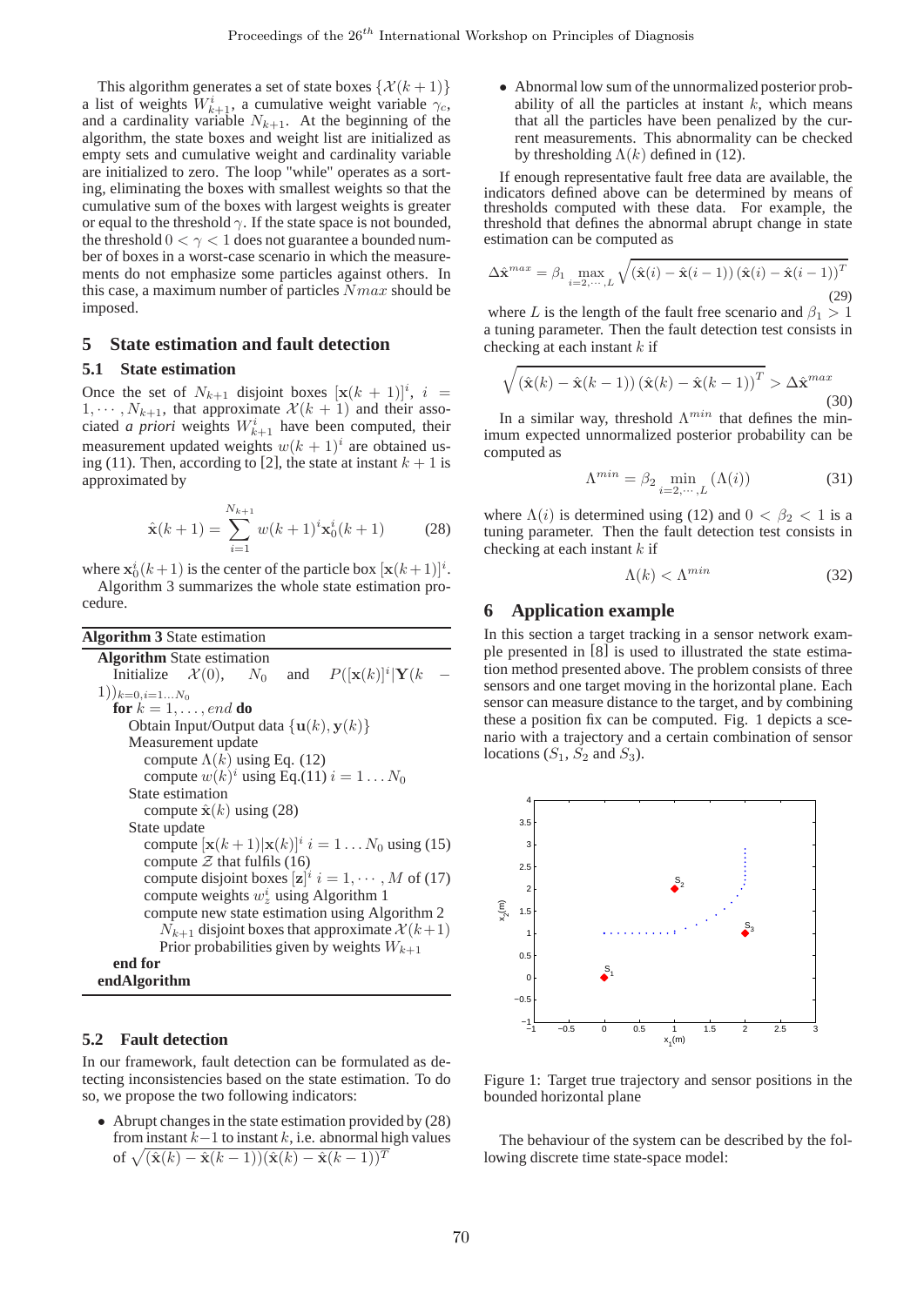This algorithm generates a set of state boxes $\{\mathcal{X}(k+1)\}$ a list of weights $W^i_{k+1}$, a cumulative weight variable $\gamma_c$, and a cardinality variable $N_{k+1}$. At the beginning of the algorithm, the state boxes and weight list are initialized as empty sets and cumulative weight and cardinality variable are initialized to zero. The loop "while" operates as a sorting, eliminating the boxes with smallest weights so that the cumulative sum of the boxes with largest weights is greater or equal to the threshold $\gamma$. If the state space is not bounded, the threshold $0 < \gamma < 1$ does not guarantee a bounded number of boxes in a worst-case scenario in which the measurements do not emphasize some particles against others. In this case, a maximum number of particles $Nmax$ should be imposed.

## 5 State estimation and fault detection

### 5.1 State estimation

Once the set of $N_{k+1}$ disjoint boxes $[\mathbf{x}(k+1)]^i$, $i = 1, \cdots, N_{k+1}$, that approximate $\mathcal{X}(k+1)$ and their associated *a priori* weights $W^i_{k+1}$ have been computed, their measurement updated weights $w(k+1)^i$ are obtained using (11). Then, according to [2], the state at instant $k+1$ is approximated by

$$\hat{\mathbf{x}}(k+1) = \sum_{i=1}^{N_{k+1}} w(k+1)^i \mathbf{x}^i_0(k+1) \tag{28}$$

where $\mathbf{x}^i_0(k+1)$ is the center of the particle box $[\mathbf{x}(k+1)]^i$.

Algorithm 3 summarizes the whole state estimation procedure.

**Algorithm 3** State estimation

```
Algorithm State estimation
  Initialize X(0), N_0 and P([x(k)]^i | Y(k−1))_{k=0,i=1...N_0}
  for k = 1, ..., end do
    Obtain Input/Output data {u(k), y(k)}
    Measurement update
      compute Λ(k) using Eq. (12)
      compute w(k)^i using Eq.(11) i = 1 ... N_0
    State estimation
      compute x̂(k) using (28)
    State update
      compute [x(k+1)|x(k)]^i i = 1 ... N_0 using (15)
      compute Z that fulfils (16)
      compute disjoint boxes [z]^i i = 1, ..., M of (17)
      compute weights w_z^i using Algorithm 1
      compute new state estimation using Algorithm 2
        N_{k+1} disjoint boxes that approximate X(k+1)
        Prior probabilities given by weights W_{k+1}
  end for
endAlgorithm
```

### 5.2 Fault detection

In our framework, fault detection can be formulated as detecting inconsistencies based on the state estimation. To do so, we propose the two following indicators:

- Abrupt changes in the state estimation provided by (28) from instant $k-1$ to instant $k$, i.e. abnormal high values of $\sqrt{(\hat{\mathbf{x}}(k) - \hat{\mathbf{x}}(k-1))(\hat{\mathbf{x}}(k) - \hat{\mathbf{x}}(k-1))^T}$
- Abnormal low sum of the unnormalized posterior probability of all the particles at instant $k$, which means that all the particles have been penalized by the current measurements. This abnormality can be checked by thresholding $\Lambda(k)$ defined in (12).

If enough representative fault free data are available, the indicators defined above can be determined by means of thresholds computed with these data. For example, the threshold that defines the abnormal abrupt change in state estimation can be computed as

$$\Delta\hat{\mathbf{x}}^{max} = \beta_1 \max_{i=2,\cdots,L} \sqrt{(\hat{\mathbf{x}}(i) - \hat{\mathbf{x}}(i-1))(\hat{\mathbf{x}}(i) - \hat{\mathbf{x}}(i-1))^T} \tag{29}$$

where $L$ is the length of the fault free scenario and $\beta_1 > 1$ a tuning parameter. Then the fault detection test consists in checking at each instant $k$ if

$$\sqrt{(\hat{\mathbf{x}}(k) - \hat{\mathbf{x}}(k-1))(\hat{\mathbf{x}}(k) - \hat{\mathbf{x}}(k-1))^T} > \Delta\hat{\mathbf{x}}^{max} \tag{30}$$

In a similar way, threshold $\Lambda^{min}$ that defines the minimum expected unnormalized posterior probability can be computed as

$$\Lambda^{min} = \beta_2 \min_{i=2,\cdots,L} (\Lambda(i)) \tag{31}$$

where $\Lambda(i)$ is determined using (12) and $0 < \beta_2 < 1$ is a tuning parameter. Then the fault detection test consists in checking at each instant $k$ if

$$\Lambda(k) < \Lambda^{min} \tag{32}$$

## 6 Application example

In this section a target tracking in a sensor network example presented in [8] is used to illustrated the state estimation method presented above. The problem consists of three sensors and one target moving in the horizontal plane. Each sensor can measure distance to the target, and by combining these a position fix can be computed. Fig. 1 depicts a scenario with a trajectory and a certain combination of sensor locations ($S_1$, $S_2$ and $S_3$).

Figure 1: Target true trajectory and sensor positions in the bounded horizontal plane

The behaviour of the system can be described by the following discrete time state-space model: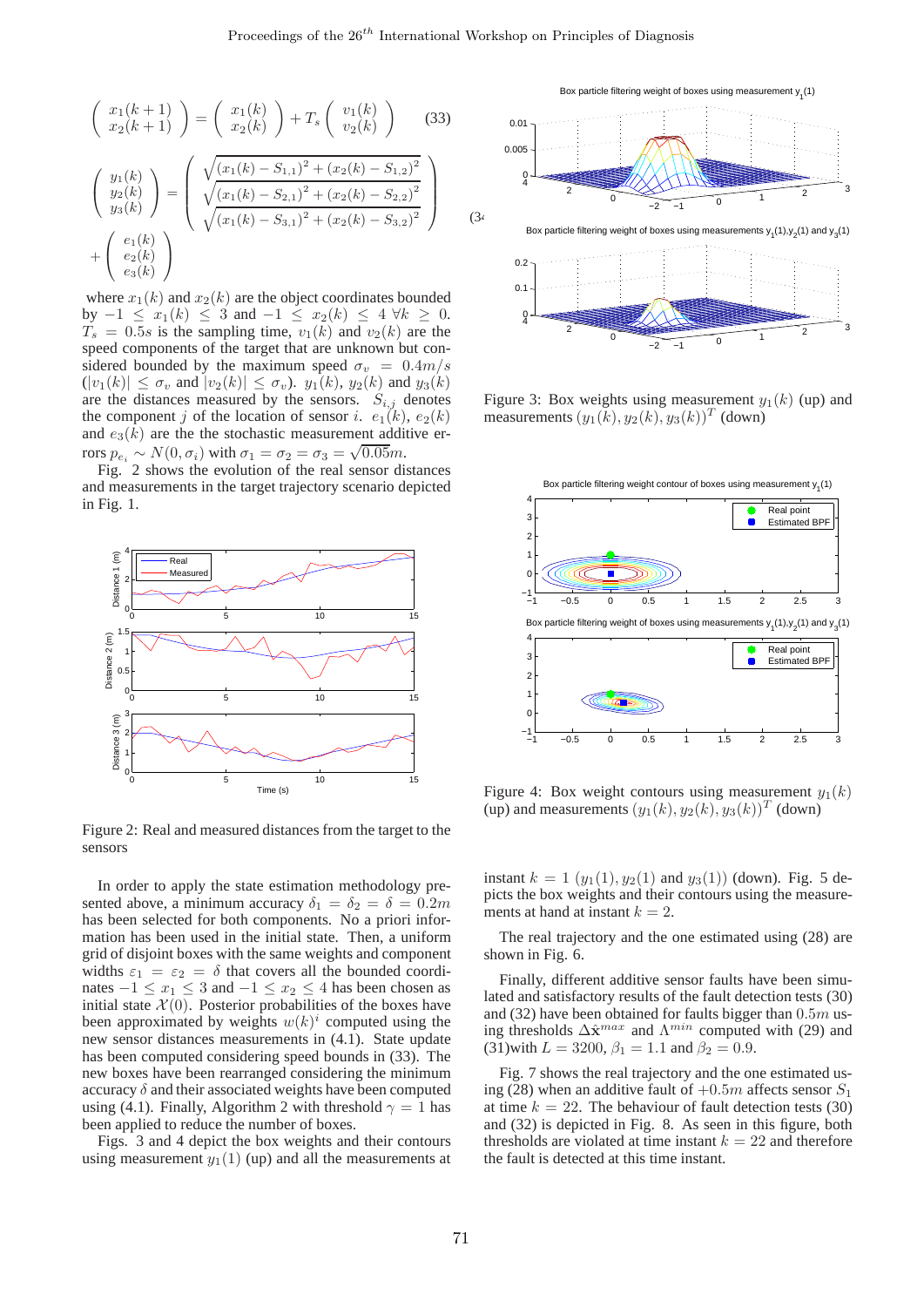$$\begin{pmatrix} x_1(k+1) \\ x_2(k+1) \end{pmatrix} = \begin{pmatrix} x_1(k) \\ x_2(k) \end{pmatrix} + T_s \begin{pmatrix} v_1(k) \\ v_2(k) \end{pmatrix} \quad (33)$$

$$\begin{pmatrix} y_1(k) \\ y_2(k) \\ y_3(k) \end{pmatrix} = \begin{pmatrix} \sqrt{(x_1(k) - S_{1,1})^2 + (x_2(k) - S_{1,2})^2} \\ \sqrt{(x_1(k) - S_{2,1})^2 + (x_2(k) - S_{2,2})^2} \\ \sqrt{(x_1(k) - S_{3,1})^2 + (x_2(k) - S_{3,2})^2} \end{pmatrix} + \begin{pmatrix} e_1(k) \\ e_2(k) \\ e_3(k) \end{pmatrix} \quad (34)$$

where $x_1(k)$ and $x_2(k)$ are the object coordinates bounded by $-1 \le x_1(k) \le 3$ and $-1 \le x_2(k) \le 4$ $\forall k \ge 0$. $T_s = 0.5s$ is the sampling time, $v_1(k)$ and $v_2(k)$ are the speed components of the target that are unknown but considered bounded by the maximum speed $\sigma_v = 0.4m/s$ ($|v_1(k)| \le \sigma_v$ and $|v_2(k)| \le \sigma_v$). $y_1(k)$, $y_2(k)$ and $y_3(k)$ are the distances measured by the sensors. $S_{i,j}$ denotes the component $j$ of the location of sensor $i$. $e_1(k)$, $e_2(k)$ and $e_3(k)$ are the the stochastic measurement additive errors $p_{e_i} \sim N(0, \sigma_i)$ with $\sigma_1 = \sigma_2 = \sigma_3 = \sqrt{0.05}m$.

Fig. 2 shows the evolution of the real sensor distances and measurements in the target trajectory scenario depicted in Fig. 1.

Figure 2: Real and measured distances from the target to the sensors

In order to apply the state estimation methodology presented above, a minimum accuracy $\delta_1 = \delta_2 = \delta = 0.2m$ has been selected for both components. No a priori information has been used in the initial state. Then, a uniform grid of disjoint boxes with the same weights and component widths $\varepsilon_1 = \varepsilon_2 = \delta$ that covers all the bounded coordinates $-1 \le x_1 \le 3$ and $-1 \le x_2 \le 4$ has been chosen as initial state $\mathcal{X}(0)$. Posterior probabilities of the boxes have been approximated by weights $w(k)^i$ computed using the new sensor distances measurements in (4.1). State update has been computed considering speed bounds in (33). The new boxes have been rearranged considering the minimum accuracy $\delta$ and their associated weights have been computed using (4.1). Finally, Algorithm 2 with threshold $\gamma = 1$ has been applied to reduce the number of boxes.

Figs. 3 and 4 depict the box weights and their contours using measurement $y_1(1)$ (up) and all the measurements at instant $k = 1$ ($y_1(1)$, $y_2(1)$ and $y_3(1)$) (down). Fig. 5 depicts the box weights and their contours using the measurements at hand at instant $k = 2$.

Figure 3: Box weights using measurement $y_1(k)$ (up) and measurements $(y_1(k), y_2(k), y_3(k))^T$ (down)

Figure 4: Box weight contours using measurement $y_1(k)$ (up) and measurements $(y_1(k), y_2(k), y_3(k))^T$ (down)

The real trajectory and the one estimated using (28) are shown in Fig. 6.

Finally, different additive sensor faults have been simulated and satisfactory results of the fault detection tests (30) and (32) have been obtained for faults bigger than $0.5m$ using thresholds $\Delta\hat{\mathbf{x}}^{max}$ and $\Lambda^{min}$ computed with (29) and (31)with $L = 3200$, $\beta_1 = 1.1$ and $\beta_2 = 0.9$.

Fig. 7 shows the real trajectory and the one estimated using (28) when an additive fault of $+0.5m$ affects sensor $S_1$ at time $k = 22$. The behaviour of fault detection tests (30) and (32) is depicted in Fig. 8. As seen in this figure, both thresholds are violated at time instant $k = 22$ and therefore the fault is detected at this time instant.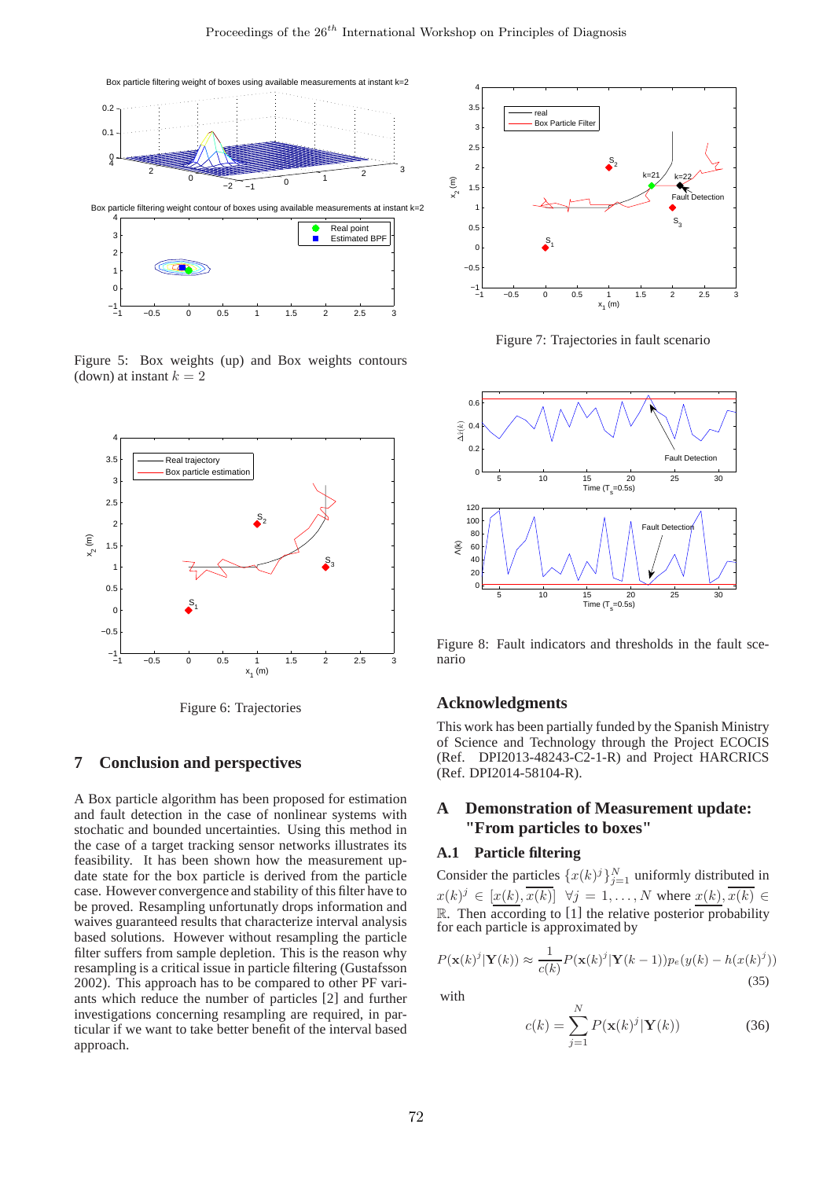Figure 5: Box weights (up) and Box weights contours (down) at instant $k = 2$

Figure 6: Trajectories

Figure 7: Trajectories in fault scenario

Figure 8: Fault indicators and thresholds in the fault scenario

## 7 Conclusion and perspectives

A Box particle algorithm has been proposed for estimation and fault detection in the case of nonlinear systems with stochastic and bounded uncertainties. Using this method in the case of a target tracking sensor networks illustrates its feasibility. It has been shown how the measurement update state for the box particle is derived from the particle case. However convergence and stability of this filter have to be proved. Resampling unfortunatly drops information and waives guaranteed results that characterize interval analysis based solutions. However without resampling the particle filter suffers from sample depletion. This is the reason why resampling is a critical issue in particle filtering (Gustafsson 2002). This approach has to be compared to other PF variants which reduce the number of particles [2] and further investigations concerning resampling are required, in particular if we want to take better benefit of the interval based approach.

## Acknowledgments

This work has been partially funded by the Spanish Ministry of Science and Technology through the Project ECOCIS (Ref. DPI2013-48243-C2-1-R) and Project HARCRICS (Ref. DPI2014-58104-R).

## A Demonstration of Measurement update: "From particles to boxes"

### A.1 Particle filtering

Consider the particles $\{x(k)^j\}_{j=1}^N$ uniformly distributed in $x(k)^j \in [\underline{x(k)}, \overline{x(k)}]$ $\forall j = 1, \ldots, N$ where $\underline{x(k)}, \overline{x(k)} \in \mathbb{R}$. Then according to [1] the relative posterior probability for each particle is approximated by

$$P(\mathbf{x}(k)^j|\mathbf{Y}(k)) \approx \frac{1}{c(k)} P(\mathbf{x}(k)^j|\mathbf{Y}(k-1)) p_e(y(k) - h(x(k)^j)) \tag{35}$$

with

$$c(k) = \sum_{j=1}^{N} P(\mathbf{x}(k)^j|\mathbf{Y}(k)) \tag{36}$$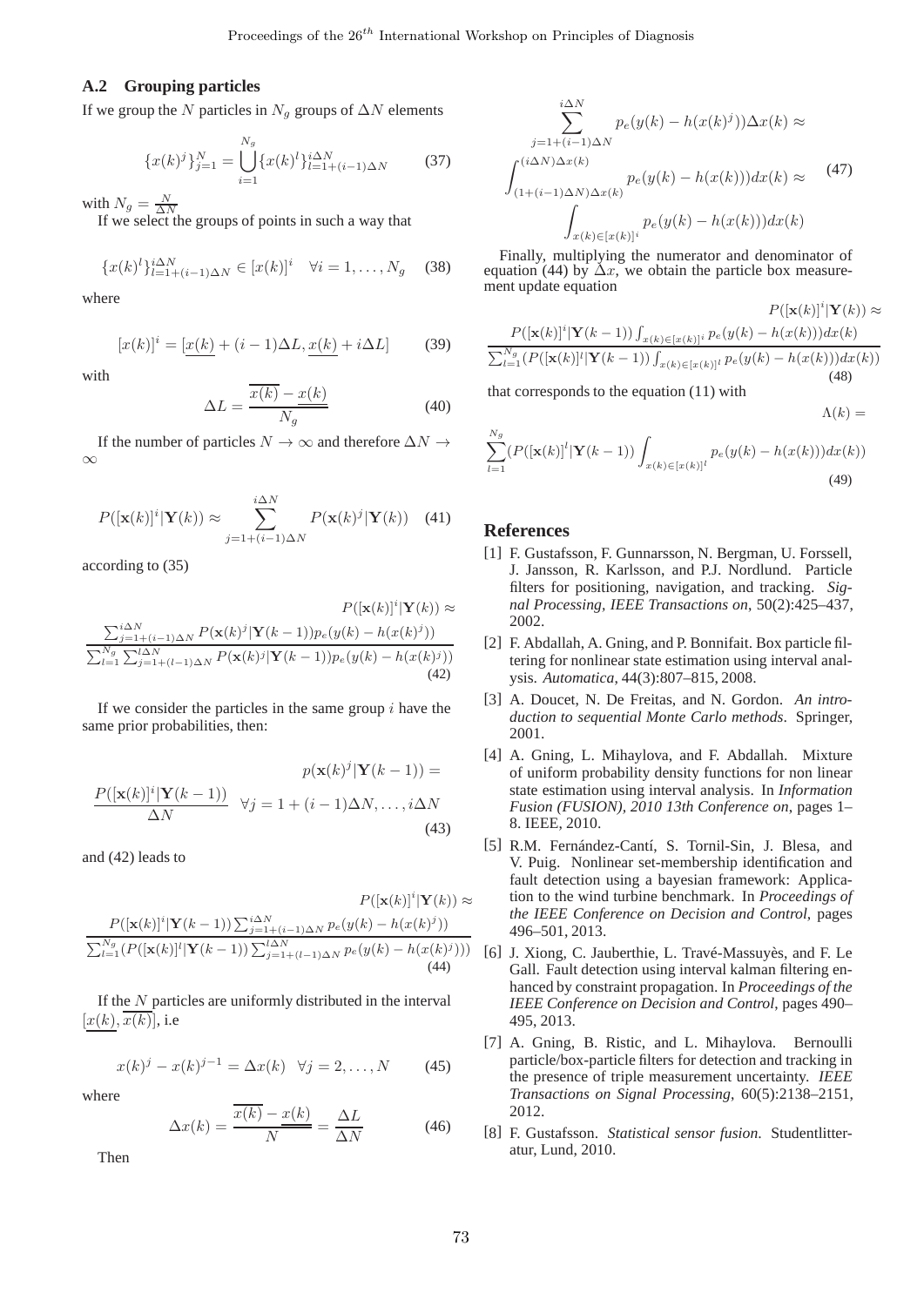### A.2 Grouping particles

If we group the $N$ particles in $N_g$ groups of $\Delta N$ elements

$$\{x(k)^j\}_{j=1}^{N} = \bigcup_{i=1}^{N_g} \{x(k)^l\}_{l=1+(i-1)\Delta N}^{i\Delta N} \tag{37}$$

with $N_g = \frac{N}{\Delta N}$

If we select the groups of points in such a way that

$$\{x(k)^l\}_{l=1+(i-1)\Delta N}^{i\Delta N} \in [x(k)]^i \quad \forall i = 1, \ldots, N_g \tag{38}$$

where

$$[x(k)]^i = [\underline{x(k)} + (i-1)\Delta L, \underline{x(k)} + i\Delta L] \tag{39}$$

with

$$\Delta L = \frac{\overline{x(k)} - \underline{x(k)}}{N_g} \tag{40}$$

If the number of particles $N \to \infty$ and therefore $\Delta N \to \infty$

$$P([\mathbf{x}(k)]^i|\mathbf{Y}(k)) \approx \sum_{j=1+(i-1)\Delta N}^{i\Delta N} P(\mathbf{x}(k)^j|\mathbf{Y}(k)) \tag{41}$$

according to (35)

$$P([\mathbf{x}(k)]^i|\mathbf{Y}(k)) \approx \frac{\sum_{j=1+(i-1)\Delta N}^{i\Delta N} P(\mathbf{x}(k)^j|\mathbf{Y}(k-1)) p_e(y(k) - h(x(k)^j))}{\sum_{l=1}^{N_g} \sum_{j=1+(l-1)\Delta N}^{l\Delta N} P(\mathbf{x}(k)^j|\mathbf{Y}(k-1)) p_e(y(k) - h(x(k)^j))} \tag{42}$$

If we consider the particles in the same group $i$ have the same prior probabilities, then:

$$p(\mathbf{x}(k)^j|\mathbf{Y}(k-1)) = \frac{P([\mathbf{x}(k)]^i|\mathbf{Y}(k-1))}{\Delta N} \quad \forall j = 1 + (i-1)\Delta N, \ldots, i\Delta N \tag{43}$$

and (42) leads to

$$P([\mathbf{x}(k)]^i|\mathbf{Y}(k)) \approx \frac{P([\mathbf{x}(k)]^i|\mathbf{Y}(k-1)) \sum_{j=1+(i-1)\Delta N}^{i\Delta N} p_e(y(k) - h(x(k)^j))}{\sum_{l=1}^{N_g} (P([\mathbf{x}(k)]^l|\mathbf{Y}(k-1)) \sum_{j=1+(l-1)\Delta N}^{l\Delta N} p_e(y(k) - h(x(k)^j)))} \tag{44}$$

If the $N$ particles are uniformly distributed in the interval $[\underline{x(k)}, \overline{x(k)}]$, i.e

$$x(k)^j - x(k)^{j-1} = \Delta x(k) \quad \forall j = 2, \ldots, N \tag{45}$$

where

$$\Delta x(k) = \frac{\overline{x(k)} - \underline{x(k)}}{N} = \frac{\Delta L}{\Delta N} \tag{46}$$

Then

$$\begin{aligned} &\sum_{j=1+(i-1)\Delta N}^{i\Delta N} p_e(y(k) - h(x(k)^j))\Delta x(k) \approx \\ &\int_{(1+(i-1)\Delta N)\Delta x(k)}^{(i\Delta N)\Delta x(k)} p_e(y(k) - h(x(k)))dx(k) \approx \\ &\int_{x(k)\in[x(k)]^i} p_e(y(k) - h(x(k)))dx(k) \end{aligned} \tag{47}$$

Finally, multiplying the numerator and denominator of equation (44) by $\Delta x$, we obtain the particle box measurement update equation

$$P([\mathbf{x}(k)]^i|\mathbf{Y}(k)) \approx \frac{P([\mathbf{x}(k)]^i|\mathbf{Y}(k-1)) \int_{x(k)\in[x(k)]^i} p_e(y(k) - h(x(k)))dx(k)}{\sum_{l=1}^{N_g} (P([\mathbf{x}(k)]^l|\mathbf{Y}(k-1)) \int_{x(k)\in[x(k)]^l} p_e(y(k) - h(x(k)))dx(k))} \tag{48}$$

that corresponds to the equation (11) with

$$\Lambda(k) = \sum_{l=1}^{N_g} (P([\mathbf{x}(k)]^l|\mathbf{Y}(k-1)) \int_{x(k)\in[x(k)]^l} p_e(y(k) - h(x(k)))dx(k)) \tag{49}$$

## References

[1] F. Gustafsson, F. Gunnarsson, N. Bergman, U. Forssell, J. Jansson, R. Karlsson, and P.J. Nordlund. Particle filters for positioning, navigation, and tracking. *Signal Processing, IEEE Transactions on*, 50(2):425–437, 2002.

[2] F. Abdallah, A. Gning, and P. Bonnifait. Box particle filtering for nonlinear state estimation using interval analysis. *Automatica*, 44(3):807–815, 2008.

[3] A. Doucet, N. De Freitas, and N. Gordon. *An introduction to sequential Monte Carlo methods*. Springer, 2001.

[4] A. Gning, L. Mihaylova, and F. Abdallah. Mixture of uniform probability density functions for non linear state estimation using interval analysis. In *Information Fusion (FUSION), 2010 13th Conference on*, pages 1–8. IEEE, 2010.

[5] R.M. Fernández-Cantí, S. Tornil-Sin, J. Blesa, and V. Puig. Nonlinear set-membership identification and fault detection using a bayesian framework: Application to the wind turbine benchmark. In *Proceedings of the IEEE Conference on Decision and Control*, pages 496–501, 2013.

[6] J. Xiong, C. Jauberthie, L. Travé-Massuyès, and F. Le Gall. Fault detection using interval kalman filtering enhanced by constraint propagation. In *Proceedings of the IEEE Conference on Decision and Control*, pages 490–495, 2013.

[7] A. Gning, B. Ristic, and L. Mihaylova. Bernoulli particle/box-particle filters for detection and tracking in the presence of triple measurement uncertainty. *IEEE Transactions on Signal Processing*, 60(5):2138–2151, 2012.

[8] F. Gustafsson. *Statistical sensor fusion*. Studentlitteratur, Lund, 2010.